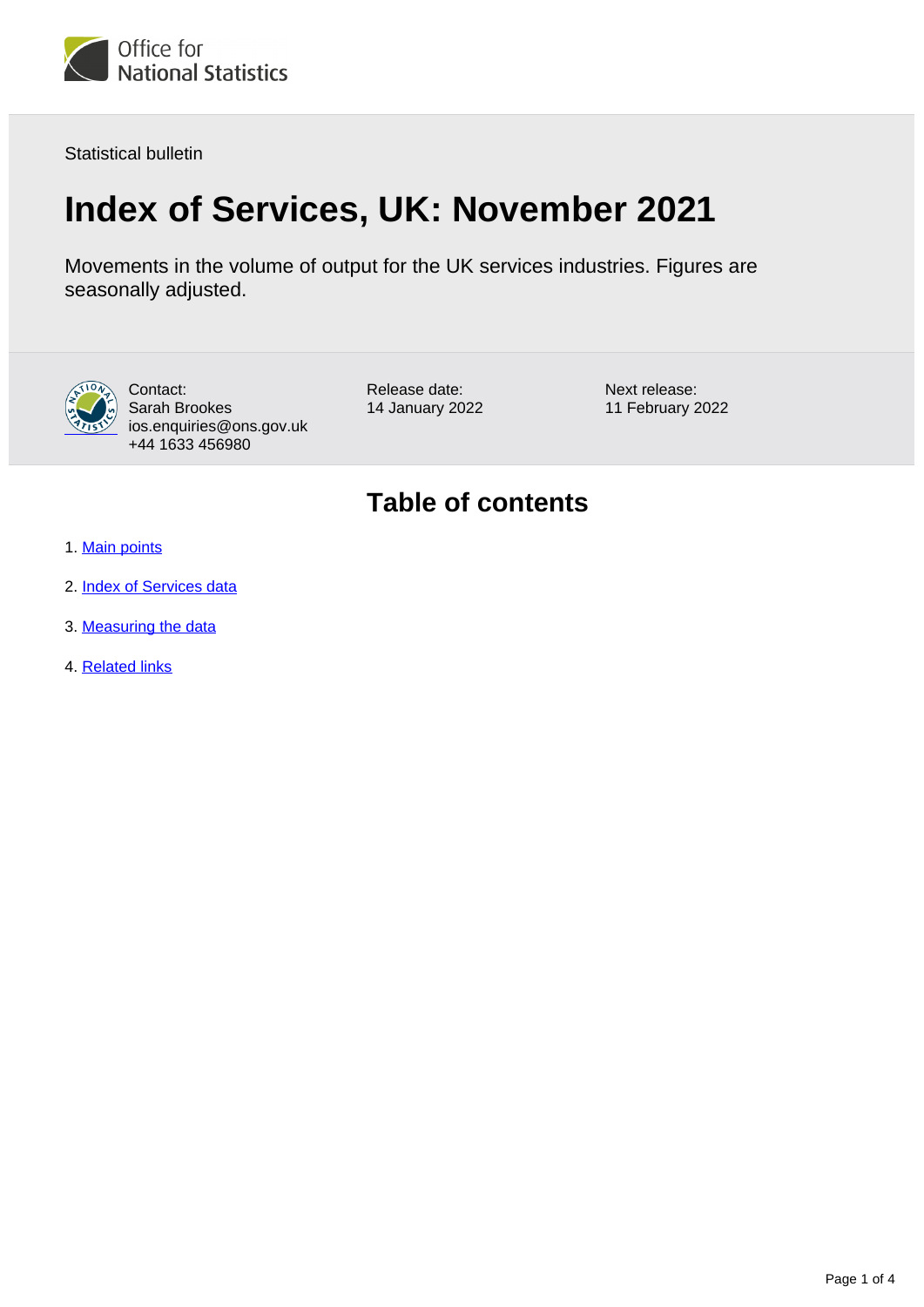Statistical bulletin

# Index of Services, UK: November 2021

Movements in the volume of output for the UK services industries. Figures are seasonally adjusted.

Contact:
Sarah Brookes
ios.enquiries@ons.gov.uk
+44 1633 456980

Release date:
14 January 2022

Next release:
11 February 2022

## Table of contents

1. Main points
2. Index of Services data
3. Measuring the data
4. Related links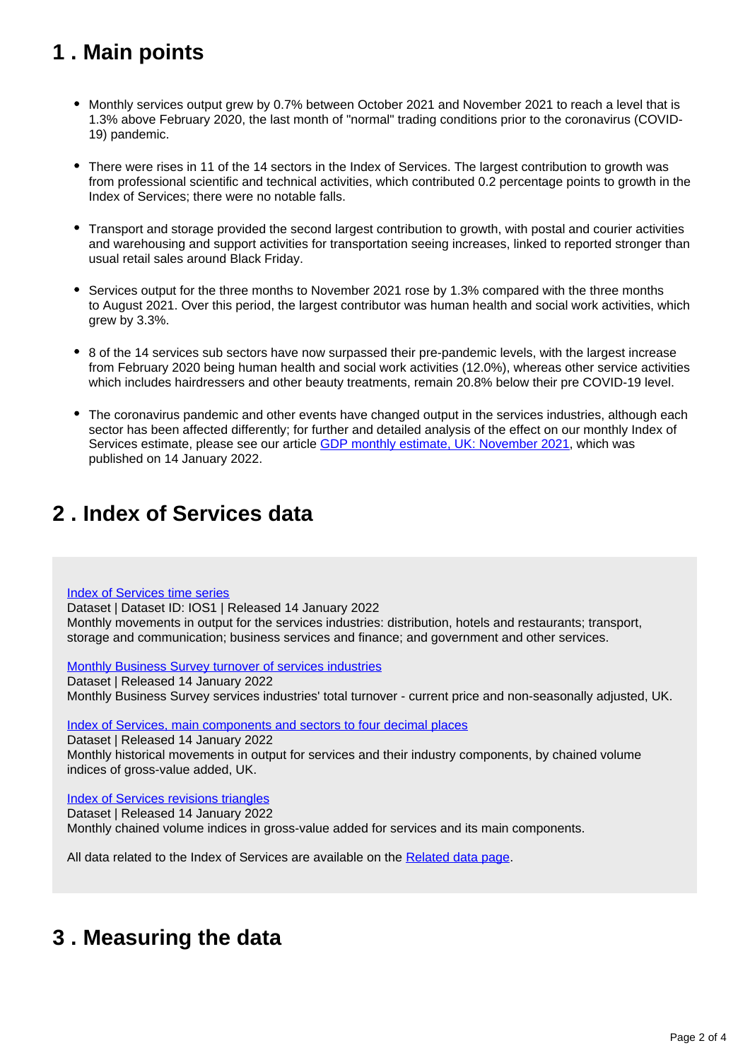## 1 . Main points

- Monthly services output grew by 0.7% between October 2021 and November 2021 to reach a level that is 1.3% above February 2020, the last month of "normal" trading conditions prior to the coronavirus (COVID-19) pandemic.

- There were rises in 11 of the 14 sectors in the Index of Services. The largest contribution to growth was from professional scientific and technical activities, which contributed 0.2 percentage points to growth in the Index of Services; there were no notable falls.

- Transport and storage provided the second largest contribution to growth, with postal and courier activities and warehousing and support activities for transportation seeing increases, linked to reported stronger than usual retail sales around Black Friday.

- Services output for the three months to November 2021 rose by 1.3% compared with the three months to August 2021. Over this period, the largest contributor was human health and social work activities, which grew by 3.3%.

- 8 of the 14 services sub sectors have now surpassed their pre-pandemic levels, with the largest increase from February 2020 being human health and social work activities (12.0%), whereas other service activities which includes hairdressers and other beauty treatments, remain 20.8% below their pre COVID-19 level.

- The coronavirus pandemic and other events have changed output in the services industries, although each sector has been affected differently; for further and detailed analysis of the effect on our monthly Index of Services estimate, please see our article GDP monthly estimate, UK: November 2021, which was published on 14 January 2022.

## 2 . Index of Services data

Index of Services time series
Dataset | Dataset ID: IOS1 | Released 14 January 2022
Monthly movements in output for the services industries: distribution, hotels and restaurants; transport, storage and communication; business services and finance; and government and other services.

Monthly Business Survey turnover of services industries
Dataset | Released 14 January 2022
Monthly Business Survey services industries' total turnover - current price and non-seasonally adjusted, UK.

Index of Services, main components and sectors to four decimal places
Dataset | Released 14 January 2022
Monthly historical movements in output for services and their industry components, by chained volume indices of gross-value added, UK.

Index of Services revisions triangles
Dataset | Released 14 January 2022
Monthly chained volume indices in gross-value added for services and its main components.

All data related to the Index of Services are available on the Related data page.

## 3 . Measuring the data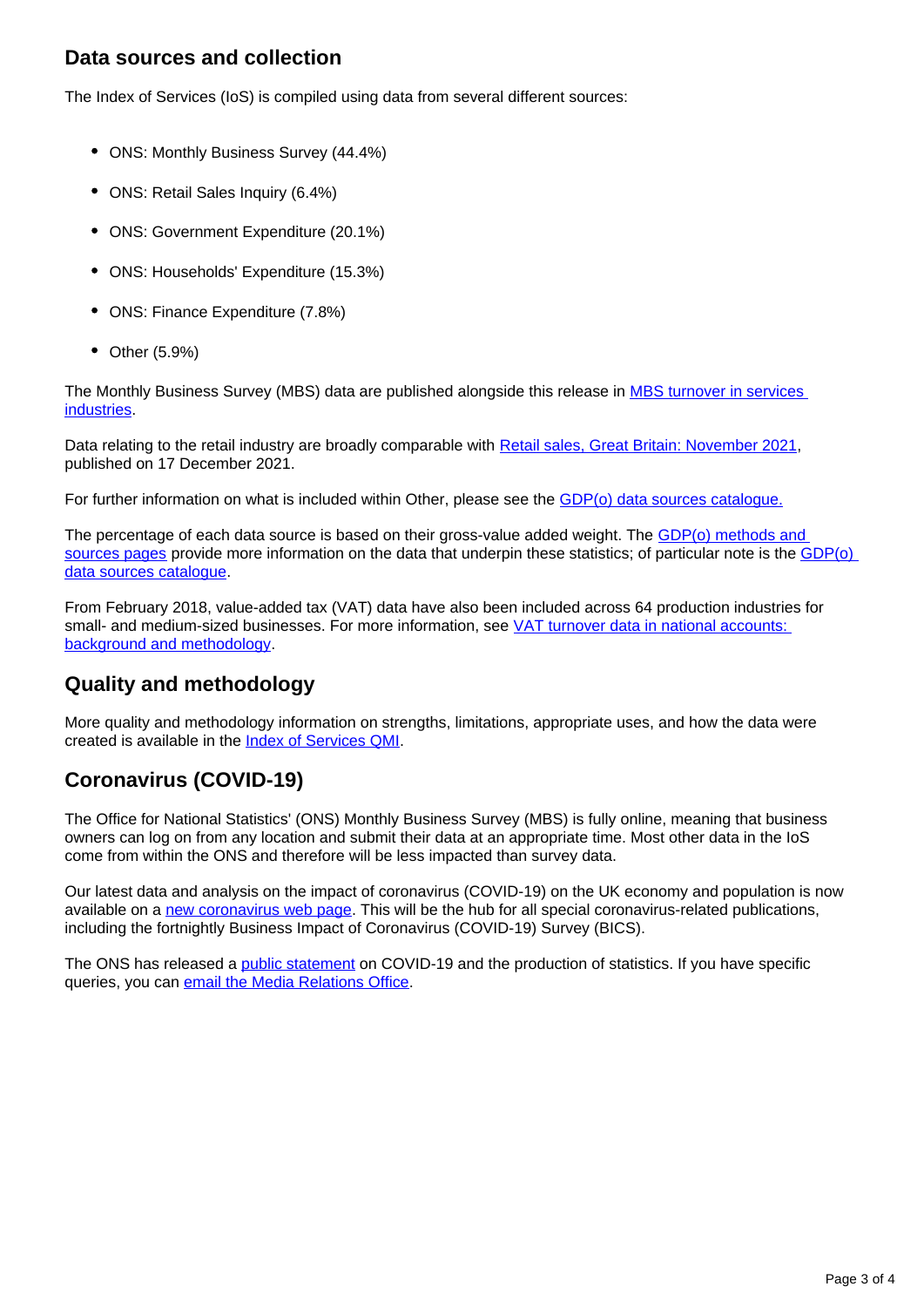## Data sources and collection

The Index of Services (IoS) is compiled using data from several different sources:

- ONS: Monthly Business Survey (44.4%)
- ONS: Retail Sales Inquiry (6.4%)
- ONS: Government Expenditure (20.1%)
- ONS: Households' Expenditure (15.3%)
- ONS: Finance Expenditure (7.8%)
- Other (5.9%)

The Monthly Business Survey (MBS) data are published alongside this release in MBS turnover in services industries.

Data relating to the retail industry are broadly comparable with Retail sales, Great Britain: November 2021, published on 17 December 2021.

For further information on what is included within Other, please see the GDP(o) data sources catalogue.

The percentage of each data source is based on their gross-value added weight. The GDP(o) methods and sources pages provide more information on the data that underpin these statistics; of particular note is the GDP(o) data sources catalogue.

From February 2018, value-added tax (VAT) data have also been included across 64 production industries for small- and medium-sized businesses. For more information, see VAT turnover data in national accounts: background and methodology.

## Quality and methodology

More quality and methodology information on strengths, limitations, appropriate uses, and how the data were created is available in the Index of Services QMI.

## Coronavirus (COVID-19)

The Office for National Statistics' (ONS) Monthly Business Survey (MBS) is fully online, meaning that business owners can log on from any location and submit their data at an appropriate time. Most other data in the IoS come from within the ONS and therefore will be less impacted than survey data.

Our latest data and analysis on the impact of coronavirus (COVID-19) on the UK economy and population is now available on a new coronavirus web page. This will be the hub for all special coronavirus-related publications, including the fortnightly Business Impact of Coronavirus (COVID-19) Survey (BICS).

The ONS has released a public statement on COVID-19 and the production of statistics. If you have specific queries, you can email the Media Relations Office.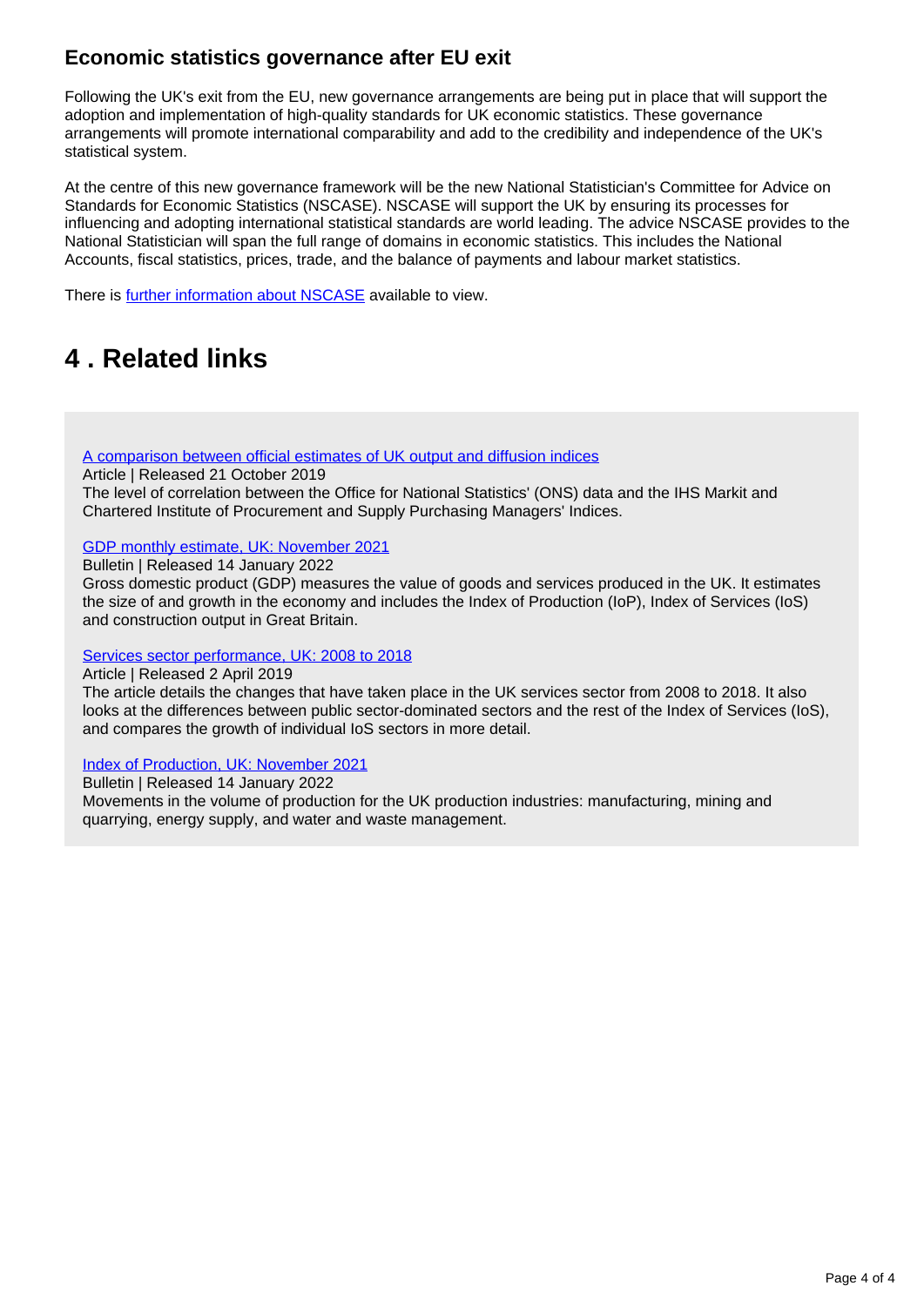### Economic statistics governance after EU exit

Following the UK's exit from the EU, new governance arrangements are being put in place that will support the adoption and implementation of high-quality standards for UK economic statistics. These governance arrangements will promote international comparability and add to the credibility and independence of the UK's statistical system.

At the centre of this new governance framework will be the new National Statistician's Committee for Advice on Standards for Economic Statistics (NSCASE). NSCASE will support the UK by ensuring its processes for influencing and adopting international statistical standards are world leading. The advice NSCASE provides to the National Statistician will span the full range of domains in economic statistics. This includes the National Accounts, fiscal statistics, prices, trade, and the balance of payments and labour market statistics.

There is further information about NSCASE available to view.

## 4 . Related links

A comparison between official estimates of UK output and diffusion indices
Article | Released 21 October 2019
The level of correlation between the Office for National Statistics' (ONS) data and the IHS Markit and Chartered Institute of Procurement and Supply Purchasing Managers' Indices.

GDP monthly estimate, UK: November 2021
Bulletin | Released 14 January 2022
Gross domestic product (GDP) measures the value of goods and services produced in the UK. It estimates the size of and growth in the economy and includes the Index of Production (IoP), Index of Services (IoS) and construction output in Great Britain.

Services sector performance, UK: 2008 to 2018
Article | Released 2 April 2019
The article details the changes that have taken place in the UK services sector from 2008 to 2018. It also looks at the differences between public sector-dominated sectors and the rest of the Index of Services (IoS), and compares the growth of individual IoS sectors in more detail.

Index of Production, UK: November 2021
Bulletin | Released 14 January 2022
Movements in the volume of production for the UK production industries: manufacturing, mining and quarrying, energy supply, and water and waste management.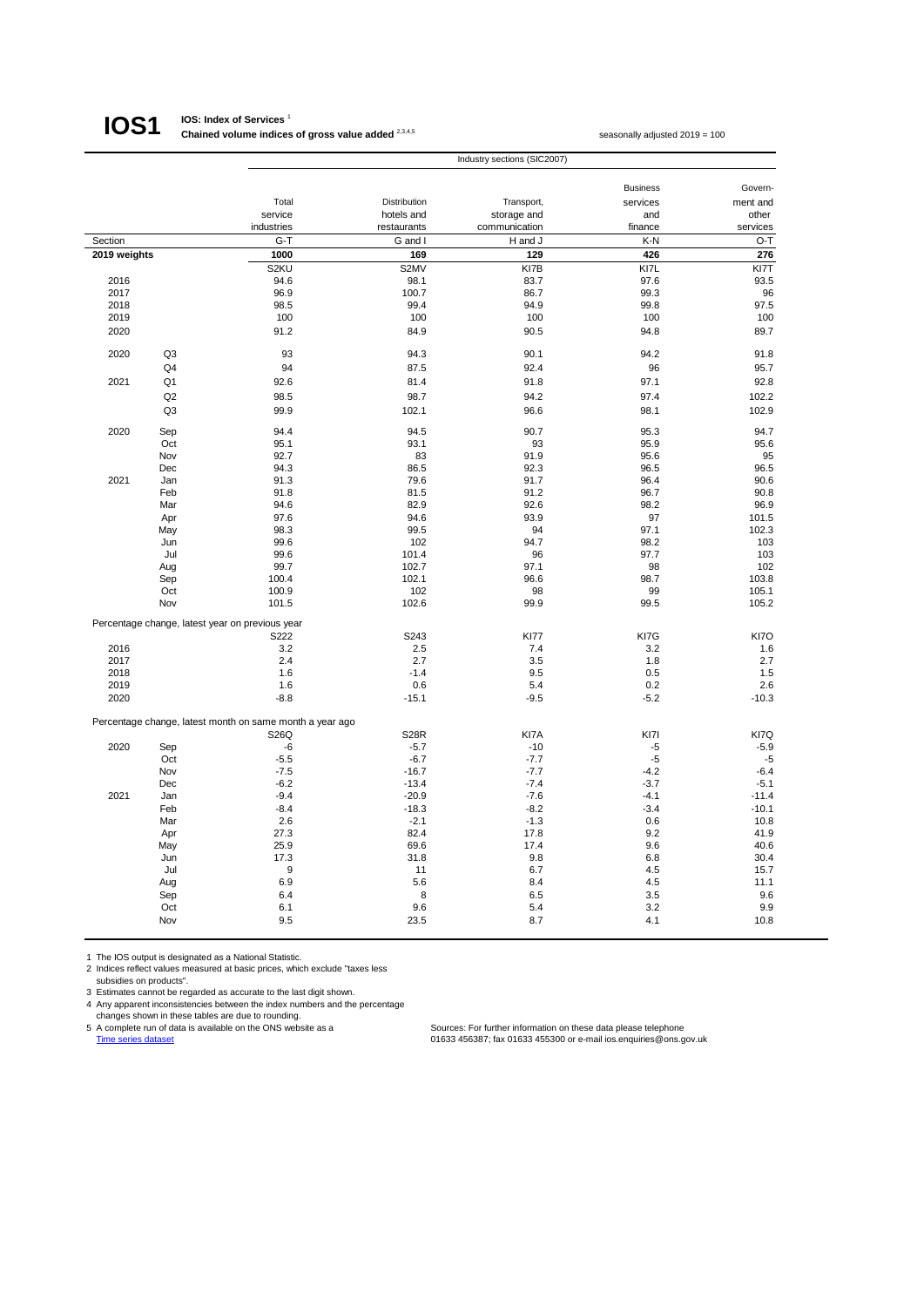# IOS1

**IOS: Index of Services** [1]
**Chained volume indices of gross value added** [2,3,4,5]

seasonally adjusted 2019 = 100

| | | Industry sections (SIC2007) | | | | |
|---|---|---|---|---|---|---|
| | | Total service industries | Distribution hotels and restaurants | Transport, storage and communication | Business services and finance | Govern-ment and other services |
| Section | | G-T | G and I | H and J | K-N | O-T |
| **2019 weights** | | **1000** | **169** | **129** | **426** | **276** |
| | | S2KU | S2MV | KI7B | KI7L | KI7T |
| 2016 | | 94.6 | 98.1 | 83.7 | 97.6 | 93.5 |
| 2017 | | 96.9 | 100.7 | 86.7 | 99.3 | 96 |
| 2018 | | 98.5 | 99.4 | 94.9 | 99.8 | 97.5 |
| 2019 | | 100 | 100 | 100 | 100 | 100 |
| 2020 | | 91.2 | 84.9 | 90.5 | 94.8 | 89.7 |
| 2020 | Q3 | 93 | 94.3 | 90.1 | 94.2 | 91.8 |
| | Q4 | 94 | 87.5 | 92.4 | 96 | 95.7 |
| 2021 | Q1 | 92.6 | 81.4 | 91.8 | 97.1 | 92.8 |
| | Q2 | 98.5 | 98.7 | 94.2 | 97.4 | 102.2 |
| | Q3 | 99.9 | 102.1 | 96.6 | 98.1 | 102.9 |
| 2020 | Sep | 94.4 | 94.5 | 90.7 | 95.3 | 94.7 |
| | Oct | 95.1 | 93.1 | 93 | 95.9 | 95.6 |
| | Nov | 92.7 | 83 | 91.9 | 95.6 | 95 |
| | Dec | 94.3 | 86.5 | 92.3 | 96.5 | 96.5 |
| 2021 | Jan | 91.3 | 79.6 | 91.7 | 96.4 | 90.6 |
| | Feb | 91.8 | 81.5 | 91.2 | 96.7 | 90.8 |
| | Mar | 94.6 | 82.9 | 92.6 | 98.2 | 96.9 |
| | Apr | 97.6 | 94.6 | 93.9 | 97 | 101.5 |
| | May | 98.3 | 99.5 | 94 | 97.1 | 102.3 |
| | Jun | 99.6 | 102 | 94.7 | 98.2 | 103 |
| | Jul | 99.6 | 101.4 | 96 | 97.7 | 103 |
| | Aug | 99.7 | 102.7 | 97.1 | 98 | 102 |
| | Sep | 100.4 | 102.1 | 96.6 | 98.7 | 103.8 |
| | Oct | 100.9 | 102 | 98 | 99 | 105.1 |
| | Nov | 101.5 | 102.6 | 99.9 | 99.5 | 105.2 |
| Percentage change, latest year on previous year | | | | | | |
| | | S222 | S243 | KI77 | KI7G | KI7O |
| 2016 | | 3.2 | 2.5 | 7.4 | 3.2 | 1.6 |
| 2017 | | 2.4 | 2.7 | 3.5 | 1.8 | 2.7 |
| 2018 | | 1.6 | -1.4 | 9.5 | 0.5 | 1.5 |
| 2019 | | 1.6 | 0.6 | 5.4 | 0.2 | 2.6 |
| 2020 | | -8.8 | -15.1 | -9.5 | -5.2 | -10.3 |
| Percentage change, latest month on same month a year ago | | | | | | |
| | | S26Q | S28R | KI7A | KI7I | KI7Q |
| 2020 | Sep | -6 | -5.7 | -10 | -5 | -5.9 |
| | Oct | -5.5 | -6.7 | -7.7 | -5 | -5 |
| | Nov | -7.5 | -16.7 | -7.7 | -4.2 | -6.4 |
| | Dec | -6.2 | -13.4 | -7.4 | -3.7 | -5.1 |
| 2021 | Jan | -9.4 | -20.9 | -7.6 | -4.1 | -11.4 |
| | Feb | -8.4 | -18.3 | -8.2 | -3.4 | -10.1 |
| | Mar | 2.6 | -2.1 | -1.3 | 0.6 | 10.8 |
| | Apr | 27.3 | 82.4 | 17.8 | 9.2 | 41.9 |
| | May | 25.9 | 69.6 | 17.4 | 9.6 | 40.6 |
| | Jun | 17.3 | 31.8 | 9.8 | 6.8 | 30.4 |
| | Jul | 9 | 11 | 6.7 | 4.5 | 15.7 |
| | Aug | 6.9 | 5.6 | 8.4 | 4.5 | 11.1 |
| | Sep | 6.4 | 8 | 6.5 | 3.5 | 9.6 |
| | Oct | 6.1 | 9.6 | 5.4 | 3.2 | 9.9 |
| | Nov | 9.5 | 23.5 | 8.7 | 4.1 | 10.8 |

1 The IOS output is designated as a National Statistic.
2 Indices reflect values measured at basic prices, which exclude "taxes less subsidies on products".
3 Estimates cannot be regarded as accurate to the last digit shown.
4 Any apparent inconsistencies between the index numbers and the percentage changes shown in these tables are due to rounding.
5 A complete run of data is available on the ONS website as a Time series dataset

Sources: For further information on these data please telephone 01633 456387; fax 01633 455300 or e-mail ios.enquiries@ons.gov.uk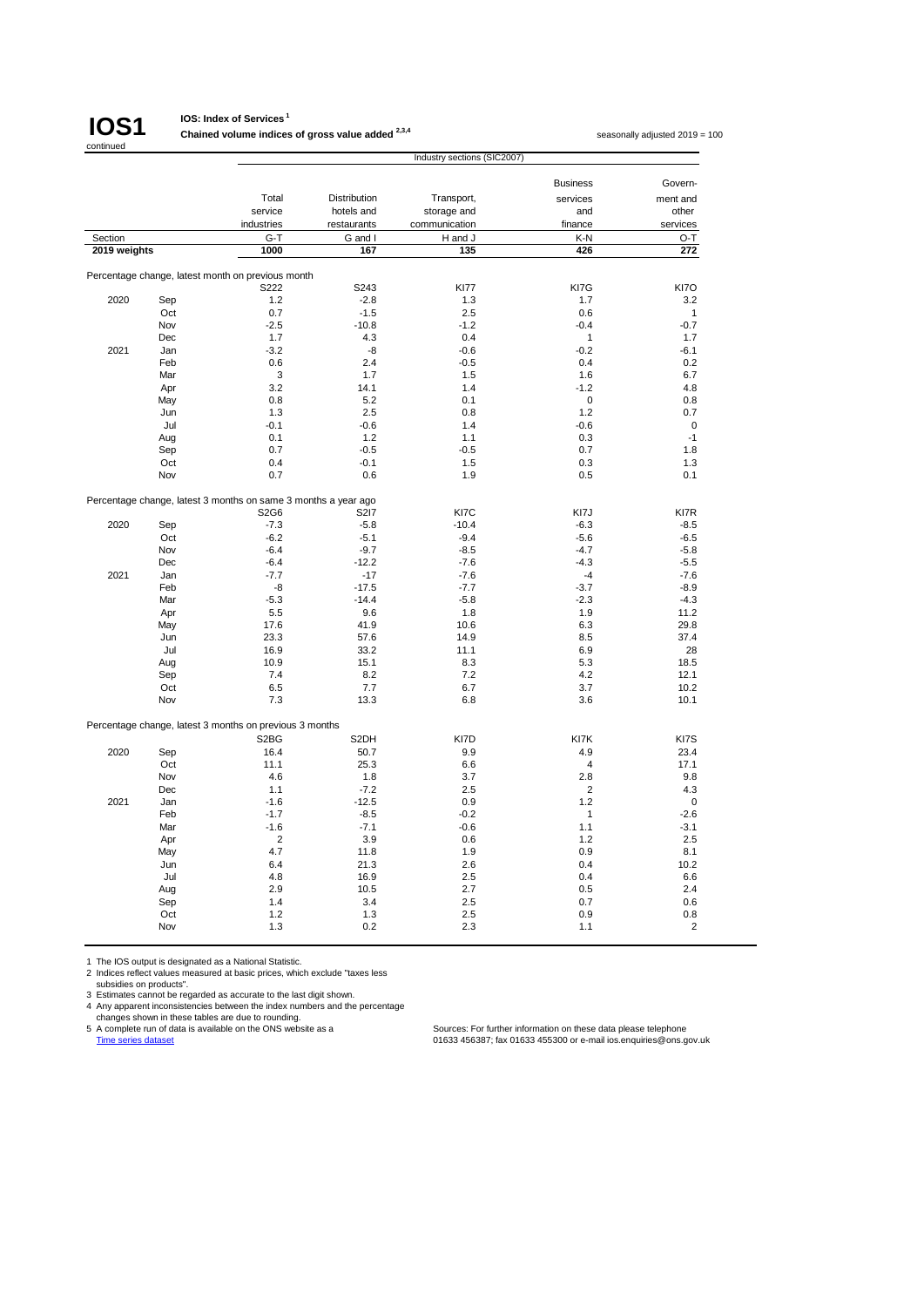# IOS1

continued

**IOS: Index of Services** [1]

**Chained volume indices of gross value added** [2,3,4]

seasonally adjusted 2019 = 100

| | | Industry sections (SIC2007) | | | | |
|---|---|---|---|---|---|---|
| | | Total service industries | Distribution hotels and restaurants | Transport, storage and communication | Business services and finance | Govern-ment and other services |
| Section | | G-T | G and I | H and J | K-N | O-T |
| **2019 weights** | | **1000** | **167** | **135** | **426** | **272** |
| **Percentage change, latest month on previous month** | | | | | | |
| | | S222 | S243 | KI77 | KI7G | KI7O |
| 2020 | Sep | 1.2 | -2.8 | 1.3 | 1.7 | 3.2 |
| | Oct | 0.7 | -1.5 | 2.5 | 0.6 | 1 |
| | Nov | -2.5 | -10.8 | -1.2 | -0.4 | -0.7 |
| | Dec | 1.7 | 4.3 | 0.4 | 1 | 1.7 |
| 2021 | Jan | -3.2 | -8 | -0.6 | -0.2 | -6.1 |
| | Feb | 0.6 | 2.4 | -0.5 | 0.4 | 0.2 |
| | Mar | 3 | 1.7 | 1.5 | 1.6 | 6.7 |
| | Apr | 3.2 | 14.1 | 1.4 | -1.2 | 4.8 |
| | May | 0.8 | 5.2 | 0.1 | 0 | 0.8 |
| | Jun | 1.3 | 2.5 | 0.8 | 1.2 | 0.7 |
| | Jul | -0.1 | -0.6 | 1.4 | -0.6 | 0 |
| | Aug | 0.1 | 1.2 | 1.1 | 0.3 | -1 |
| | Sep | 0.7 | -0.5 | -0.5 | 0.7 | 1.8 |
| | Oct | 0.4 | -0.1 | 1.5 | 0.3 | 1.3 |
| | Nov | 0.7 | 0.6 | 1.9 | 0.5 | 0.1 |
| **Percentage change, latest 3 months on same 3 months a year ago** | | | | | | |
| | | S2G6 | S2I7 | KI7C | KI7J | KI7R |
| 2020 | Sep | -7.3 | -5.8 | -10.4 | -6.3 | -8.5 |
| | Oct | -6.2 | -5.1 | -9.4 | -5.6 | -6.5 |
| | Nov | -6.4 | -9.7 | -8.5 | -4.7 | -5.8 |
| | Dec | -6.4 | -12.2 | -7.6 | -4.3 | -5.5 |
| 2021 | Jan | -7.7 | -17 | -7.6 | -4 | -7.6 |
| | Feb | -8 | -17.5 | -7.7 | -3.7 | -8.9 |
| | Mar | -5.3 | -14.4 | -5.8 | -2.3 | -4.3 |
| | Apr | 5.5 | 9.6 | 1.8 | 1.9 | 11.2 |
| | May | 17.6 | 41.9 | 10.6 | 6.3 | 29.8 |
| | Jun | 23.3 | 57.6 | 14.9 | 8.5 | 37.4 |
| | Jul | 16.9 | 33.2 | 11.1 | 6.9 | 28 |
| | Aug | 10.9 | 15.1 | 8.3 | 5.3 | 18.5 |
| | Sep | 7.4 | 8.2 | 7.2 | 4.2 | 12.1 |
| | Oct | 6.5 | 7.7 | 6.7 | 3.7 | 10.2 |
| | Nov | 7.3 | 13.3 | 6.8 | 3.6 | 10.1 |
| **Percentage change, latest 3 months on previous 3 months** | | | | | | |
| | | S2BG | S2DH | KI7D | KI7K | KI7S |
| 2020 | Sep | 16.4 | 50.7 | 9.9 | 4.9 | 23.4 |
| | Oct | 11.1 | 25.3 | 6.6 | 4 | 17.1 |
| | Nov | 4.6 | 1.8 | 3.7 | 2.8 | 9.8 |
| | Dec | 1.1 | -7.2 | 2.5 | 2 | 4.3 |
| 2021 | Jan | -1.6 | -12.5 | 0.9 | 1.2 | 0 |
| | Feb | -1.7 | -8.5 | -0.2 | 1 | -2.6 |
| | Mar | -1.6 | -7.1 | -0.6 | 1.1 | -3.1 |
| | Apr | 2 | 3.9 | 0.6 | 1.2 | 2.5 |
| | May | 4.7 | 11.8 | 1.9 | 0.9 | 8.1 |
| | Jun | 6.4 | 21.3 | 2.6 | 0.4 | 10.2 |
| | Jul | 4.8 | 16.9 | 2.5 | 0.4 | 6.6 |
| | Aug | 2.9 | 10.5 | 2.7 | 0.5 | 2.4 |
| | Sep | 1.4 | 3.4 | 2.5 | 0.7 | 0.6 |
| | Oct | 1.2 | 1.3 | 2.5 | 0.9 | 0.8 |
| | Nov | 1.3 | 0.2 | 2.3 | 1.1 | 2 |

1 The IOS output is designated as a National Statistic.
2 Indices reflect values measured at basic prices, which exclude "taxes less subsidies on products".
3 Estimates cannot be regarded as accurate to the last digit shown.
4 Any apparent inconsistencies between the index numbers and the percentage changes shown in these tables are due to rounding.
5 A complete run of data is available on the ONS website as a Time series dataset

Sources: For further information on these data please telephone 01633 456387; fax 01633 455300 or e-mail ios.enquiries@ons.gov.uk